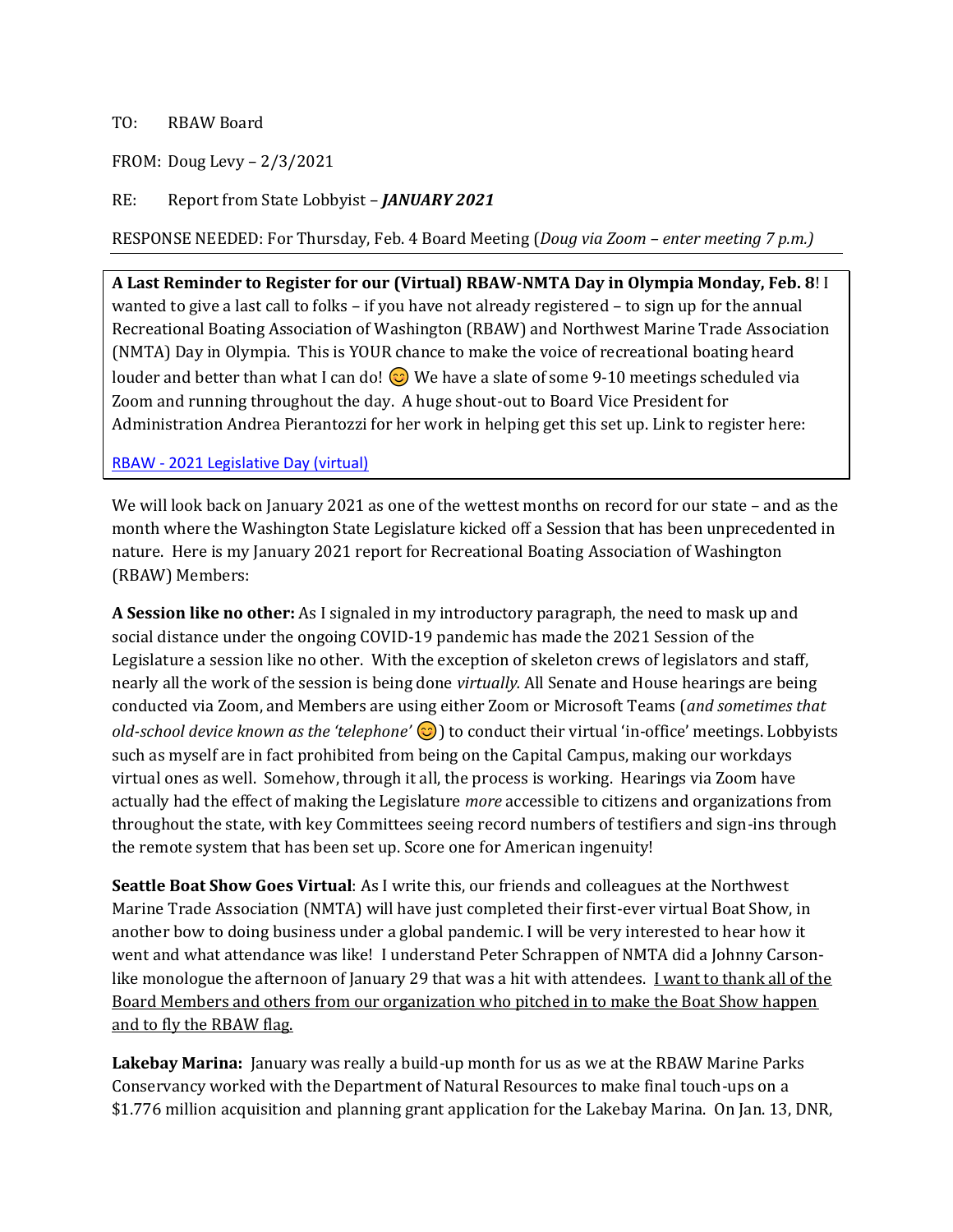TO: RBAW Board

FROM: Doug Levy – 2/3/2021

RE: Report from State Lobbyist – ***JANUARY 2021***

RESPONSE NEEDED: For Thursday, Feb. 4 Board Meeting (*Doug via Zoom – enter meeting 7 p.m.)*

---

**A Last Reminder to Register for our (Virtual) RBAW-NMTA Day in Olympia Monday, Feb. 8**! I wanted to give a last call to folks – if you have not already registered – to sign up for the annual Recreational Boating Association of Washington (RBAW) and Northwest Marine Trade Association (NMTA) Day in Olympia. This is YOUR chance to make the voice of recreational boating heard louder and better than what I can do! 😊 We have a slate of some 9-10 meetings scheduled via Zoom and running throughout the day. A huge shout-out to Board Vice President for Administration Andrea Pierantozzi for her work in helping get this set up. Link to register here:

[RBAW - 2021 Legislative Day (virtual)]

We will look back on January 2021 as one of the wettest months on record for our state – and as the month where the Washington State Legislature kicked off a Session that has been unprecedented in nature. Here is my January 2021 report for Recreational Boating Association of Washington (RBAW) Members:

**A Session like no other:** As I signaled in my introductory paragraph, the need to mask up and social distance under the ongoing COVID-19 pandemic has made the 2021 Session of the Legislature a session like no other. With the exception of skeleton crews of legislators and staff, nearly all the work of the session is being done *virtually.* All Senate and House hearings are being conducted via Zoom, and Members are using either Zoom or Microsoft Teams (*and sometimes that old-school device known as the 'telephone'* 😊) to conduct their virtual 'in-office' meetings. Lobbyists such as myself are in fact prohibited from being on the Capital Campus, making our workdays virtual ones as well. Somehow, through it all, the process is working. Hearings via Zoom have actually had the effect of making the Legislature *more* accessible to citizens and organizations from throughout the state, with key Committees seeing record numbers of testifiers and sign-ins through the remote system that has been set up. Score one for American ingenuity!

**Seattle Boat Show Goes Virtual**: As I write this, our friends and colleagues at the Northwest Marine Trade Association (NMTA) will have just completed their first-ever virtual Boat Show, in another bow to doing business under a global pandemic. I will be very interested to hear how it went and what attendance was like! I understand Peter Schrappen of NMTA did a Johnny Carson-like monologue the afternoon of January 29 that was a hit with attendees. <u>I want to thank all of the Board Members and others from our organization who pitched in to make the Boat Show happen and to fly the RBAW flag.</u>

**Lakebay Marina:** January was really a build-up month for us as we at the RBAW Marine Parks Conservancy worked with the Department of Natural Resources to make final touch-ups on a $1.776 million acquisition and planning grant application for the Lakebay Marina. On Jan. 13, DNR,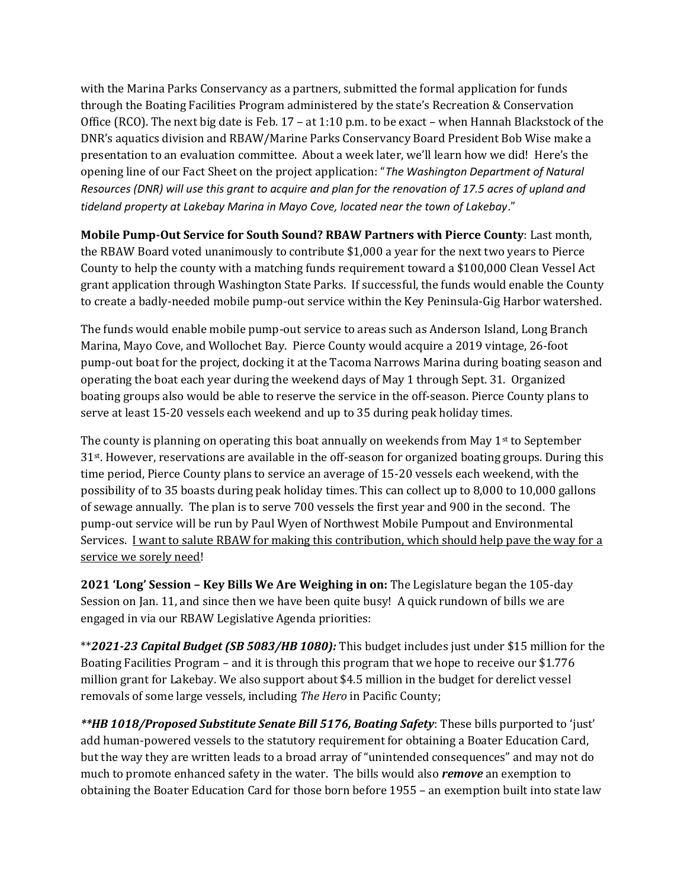with the Marina Parks Conservancy as a partners, submitted the formal application for funds through the Boating Facilities Program administered by the state's Recreation & Conservation Office (RCO). The next big date is Feb. 17 – at 1:10 p.m. to be exact – when Hannah Blackstock of the DNR's aquatics division and RBAW/Marine Parks Conservancy Board President Bob Wise make a presentation to an evaluation committee. About a week later, we'll learn how we did! Here's the opening line of our Fact Sheet on the project application: "*The Washington Department of Natural Resources (DNR) will use this grant to acquire and plan for the renovation of 17.5 acres of upland and tideland property at Lakebay Marina in Mayo Cove, located near the town of Lakebay*."

**Mobile Pump-Out Service for South Sound? RBAW Partners with Pierce County**: Last month, the RBAW Board voted unanimously to contribute $1,000 a year for the next two years to Pierce County to help the county with a matching funds requirement toward a $100,000 Clean Vessel Act grant application through Washington State Parks. If successful, the funds would enable the County to create a badly-needed mobile pump-out service within the Key Peninsula-Gig Harbor watershed.

The funds would enable mobile pump-out service to areas such as Anderson Island, Long Branch Marina, Mayo Cove, and Wollochet Bay. Pierce County would acquire a 2019 vintage, 26-foot pump-out boat for the project, docking it at the Tacoma Narrows Marina during boating season and operating the boat each year during the weekend days of May 1 through Sept. 31. Organized boating groups also would be able to reserve the service in the off-season. Pierce County plans to serve at least 15-20 vessels each weekend and up to 35 during peak holiday times.

The county is planning on operating this boat annually on weekends from May 1st to September 31st. However, reservations are available in the off-season for organized boating groups. During this time period, Pierce County plans to service an average of 15-20 vessels each weekend, with the possibility of to 35 boasts during peak holiday times. This can collect up to 8,000 to 10,000 gallons of sewage annually. The plan is to serve 700 vessels the first year and 900 in the second. The pump-out service will be run by Paul Wyen of Northwest Mobile Pumpout and Environmental Services. <u>I want to salute RBAW for making this contribution, which should help pave the way for a service we sorely need</u>!

**2021 'Long' Session – Key Bills We Are Weighing in on:** The Legislature began the 105-day Session on Jan. 11, and since then we have been quite busy! A quick rundown of bills we are engaged in via our RBAW Legislative Agenda priorities:

***2021-23 Capital Budget (SB 5083/HB 1080):*** This budget includes just under $15 million for the Boating Facilities Program – and it is through this program that we hope to receive our $1.776 million grant for Lakebay. We also support about $4.5 million in the budget for derelict vessel removals of some large vessels, including *The Hero* in Pacific County;

***HB 1018/Proposed Substitute Senate Bill 5176, Boating Safety***: These bills purported to 'just' add human-powered vessels to the statutory requirement for obtaining a Boater Education Card, but the way they are written leads to a broad array of "unintended consequences" and may not do much to promote enhanced safety in the water. The bills would also ***remove*** an exemption to obtaining the Boater Education Card for those born before 1955 – an exemption built into state law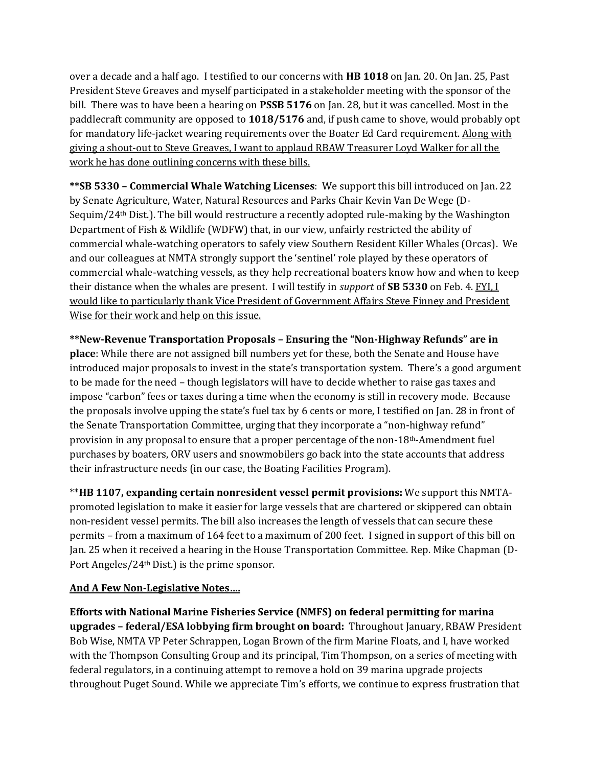over a decade and a half ago. I testified to our concerns with **HB 1018** on Jan. 20. On Jan. 25, Past President Steve Greaves and myself participated in a stakeholder meeting with the sponsor of the bill. There was to have been a hearing on **PSSB 5176** on Jan. 28, but it was cancelled. Most in the paddlecraft community are opposed to **1018/5176** and, if push came to shove, would probably opt for mandatory life-jacket wearing requirements over the Boater Ed Card requirement. <u>Along with giving a shout-out to Steve Greaves, I want to applaud RBAW Treasurer Loyd Walker for all the work he has done outlining concerns with these bills.</u>

****SB 5330 – Commercial Whale Watching Licenses**: We support this bill introduced on Jan. 22 by Senate Agriculture, Water, Natural Resources and Parks Chair Kevin Van De Wege (D-Sequim/24th Dist.). The bill would restructure a recently adopted rule-making by the Washington Department of Fish & Wildlife (WDFW) that, in our view, unfairly restricted the ability of commercial whale-watching operators to safely view Southern Resident Killer Whales (Orcas). We and our colleagues at NMTA strongly support the 'sentinel' role played by these operators of commercial whale-watching vessels, as they help recreational boaters know how and when to keep their distance when the whales are present. I will testify in *support* of **SB 5330** on Feb. 4. <u>FYI, I would like to particularly thank Vice President of Government Affairs Steve Finney and President Wise for their work and help on this issue.</u>

****New-Revenue Transportation Proposals – Ensuring the "Non-Highway Refunds" are in place**: While there are not assigned bill numbers yet for these, both the Senate and House have introduced major proposals to invest in the state's transportation system. There's a good argument to be made for the need – though legislators will have to decide whether to raise gas taxes and impose "carbon" fees or taxes during a time when the economy is still in recovery mode. Because the proposals involve upping the state's fuel tax by 6 cents or more, I testified on Jan. 28 in front of the Senate Transportation Committee, urging that they incorporate a "non-highway refund" provision in any proposal to ensure that a proper percentage of the non-18th-Amendment fuel purchases by boaters, ORV users and snowmobilers go back into the state accounts that address their infrastructure needs (in our case, the Boating Facilities Program).

****HB 1107, expanding certain nonresident vessel permit provisions:** We support this NMTA-promoted legislation to make it easier for large vessels that are chartered or skippered can obtain non-resident vessel permits. The bill also increases the length of vessels that can secure these permits – from a maximum of 164 feet to a maximum of 200 feet. I signed in support of this bill on Jan. 25 when it received a hearing in the House Transportation Committee. Rep. Mike Chapman (D-Port Angeles/24th Dist.) is the prime sponsor.

**<u>And A Few Non-Legislative Notes….</u>**

**Efforts with National Marine Fisheries Service (NMFS) on federal permitting for marina upgrades – federal/ESA lobbying firm brought on board:** Throughout January, RBAW President Bob Wise, NMTA VP Peter Schrappen, Logan Brown of the firm Marine Floats, and I, have worked with the Thompson Consulting Group and its principal, Tim Thompson, on a series of meeting with federal regulators, in a continuing attempt to remove a hold on 39 marina upgrade projects throughout Puget Sound. While we appreciate Tim's efforts, we continue to express frustration that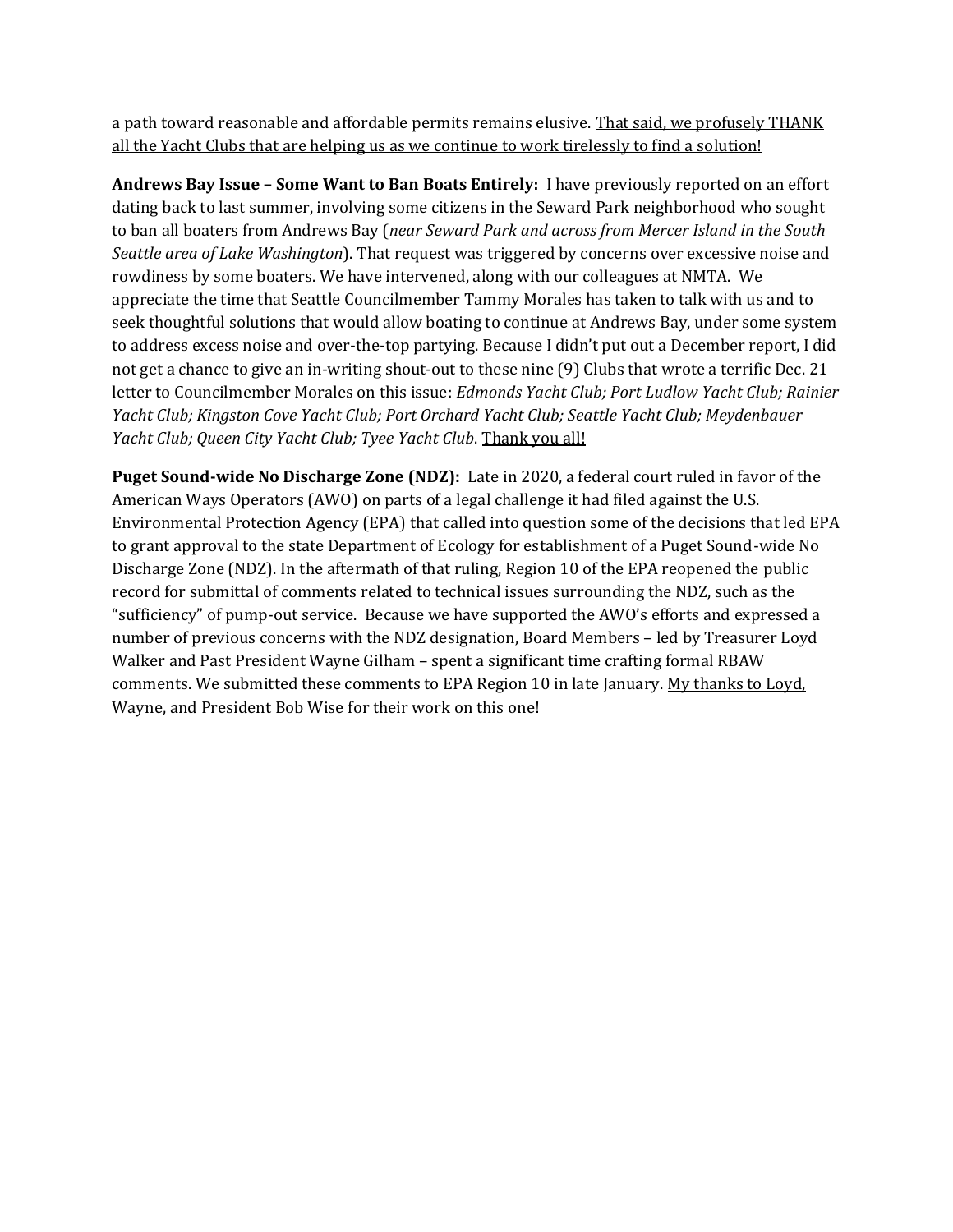a path toward reasonable and affordable permits remains elusive. <u>That said, we profusely THANK all the Yacht Clubs that are helping us as we continue to work tirelessly to find a solution!</u>

**Andrews Bay Issue – Some Want to Ban Boats Entirely:** I have previously reported on an effort dating back to last summer, involving some citizens in the Seward Park neighborhood who sought to ban all boaters from Andrews Bay (*near Seward Park and across from Mercer Island in the South Seattle area of Lake Washington*). That request was triggered by concerns over excessive noise and rowdiness by some boaters. We have intervened, along with our colleagues at NMTA. We appreciate the time that Seattle Councilmember Tammy Morales has taken to talk with us and to seek thoughtful solutions that would allow boating to continue at Andrews Bay, under some system to address excess noise and over-the-top partying. Because I didn't put out a December report, I did not get a chance to give an in-writing shout-out to these nine (9) Clubs that wrote a terrific Dec. 21 letter to Councilmember Morales on this issue: *Edmonds Yacht Club; Port Ludlow Yacht Club; Rainier Yacht Club; Kingston Cove Yacht Club; Port Orchard Yacht Club; Seattle Yacht Club; Meydenbauer Yacht Club; Queen City Yacht Club; Tyee Yacht Club*. <u>Thank you all!</u>

**Puget Sound-wide No Discharge Zone (NDZ):** Late in 2020, a federal court ruled in favor of the American Ways Operators (AWO) on parts of a legal challenge it had filed against the U.S. Environmental Protection Agency (EPA) that called into question some of the decisions that led EPA to grant approval to the state Department of Ecology for establishment of a Puget Sound-wide No Discharge Zone (NDZ). In the aftermath of that ruling, Region 10 of the EPA reopened the public record for submittal of comments related to technical issues surrounding the NDZ, such as the "sufficiency" of pump-out service. Because we have supported the AWO's efforts and expressed a number of previous concerns with the NDZ designation, Board Members – led by Treasurer Loyd Walker and Past President Wayne Gilham – spent a significant time crafting formal RBAW comments. We submitted these comments to EPA Region 10 in late January. <u>My thanks to Loyd, Wayne, and President Bob Wise for their work on this one!</u>

---